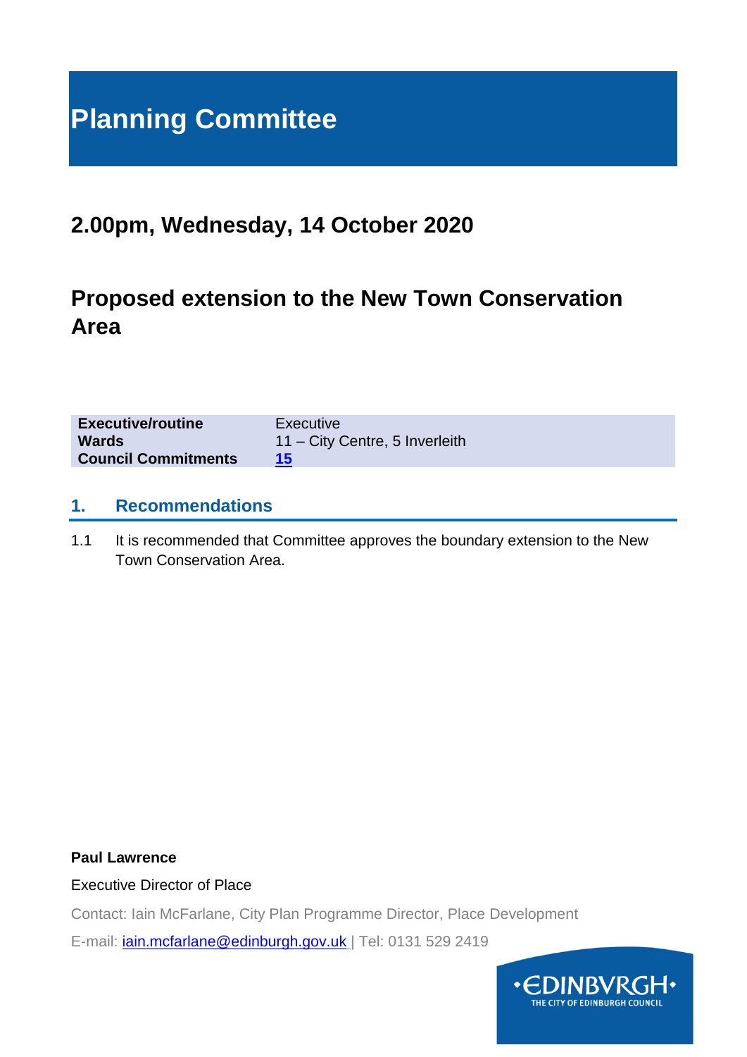# Planning Committee

## 2.00pm, Wednesday, 14 October 2020

## Proposed extension to the New Town Conservation Area

| | |
|---|---|
| **Executive/routine** | Executive |
| **Wards** | 11 – City Centre, 5 Inverleith |
| **Council Commitments** | **15** |

## 1. Recommendations

1.1 It is recommended that Committee approves the boundary extension to the New Town Conservation Area.

**Paul Lawrence**

Executive Director of Place

Contact: Iain McFarlane, City Plan Programme Director, Place Development

E-mail: iain.mcfarlane@edinburgh.gov.uk | Tel: 0131 529 2419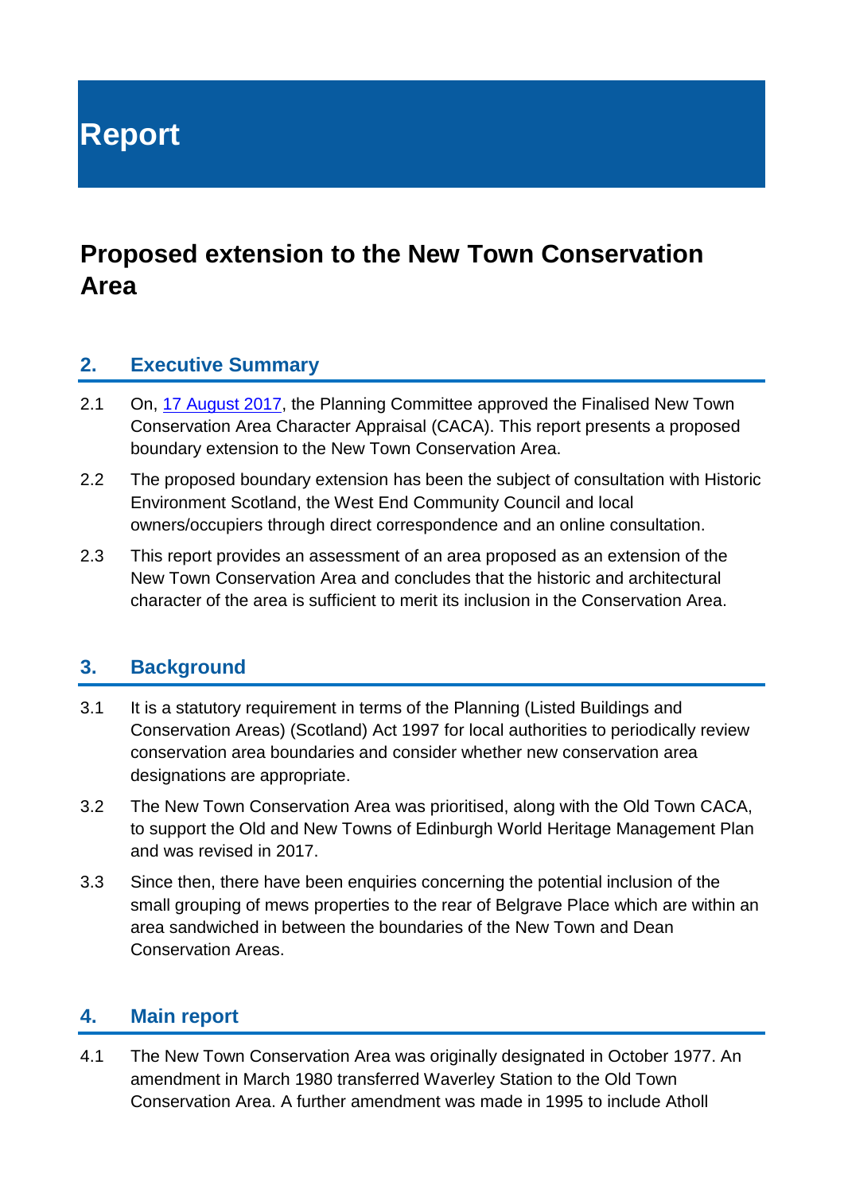# Report

## Proposed extension to the New Town Conservation Area

### 2. Executive Summary

2.1 On, [17 August 2017](), the Planning Committee approved the Finalised New Town Conservation Area Character Appraisal (CACA). This report presents a proposed boundary extension to the New Town Conservation Area.

2.2 The proposed boundary extension has been the subject of consultation with Historic Environment Scotland, the West End Community Council and local owners/occupiers through direct correspondence and an online consultation.

2.3 This report provides an assessment of an area proposed as an extension of the New Town Conservation Area and concludes that the historic and architectural character of the area is sufficient to merit its inclusion in the Conservation Area.

### 3. Background

3.1 It is a statutory requirement in terms of the Planning (Listed Buildings and Conservation Areas) (Scotland) Act 1997 for local authorities to periodically review conservation area boundaries and consider whether new conservation area designations are appropriate.

3.2 The New Town Conservation Area was prioritised, along with the Old Town CACA, to support the Old and New Towns of Edinburgh World Heritage Management Plan and was revised in 2017.

3.3 Since then, there have been enquiries concerning the potential inclusion of the small grouping of mews properties to the rear of Belgrave Place which are within an area sandwiched in between the boundaries of the New Town and Dean Conservation Areas.

### 4. Main report

4.1 The New Town Conservation Area was originally designated in October 1977. An amendment in March 1980 transferred Waverley Station to the Old Town Conservation Area. A further amendment was made in 1995 to include Atholl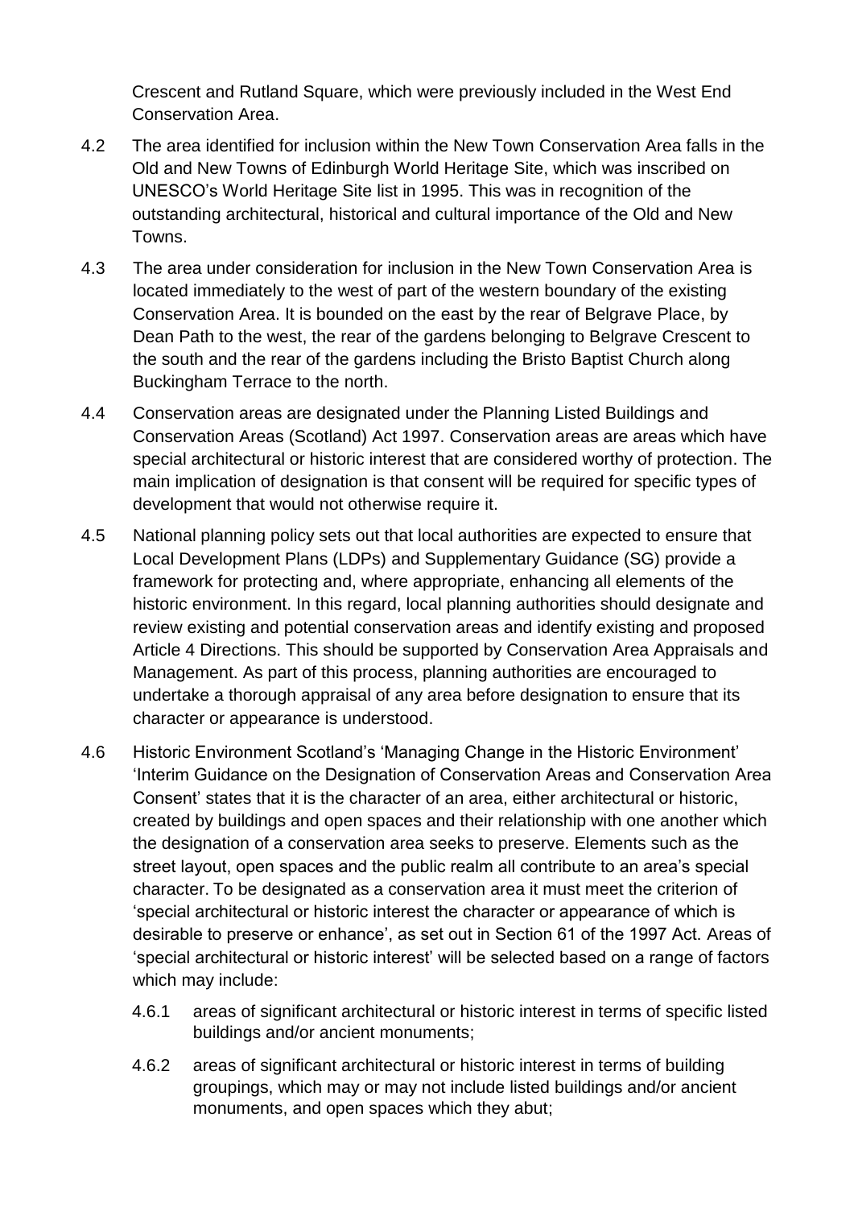Crescent and Rutland Square, which were previously included in the West End Conservation Area.

4.2 The area identified for inclusion within the New Town Conservation Area falls in the Old and New Towns of Edinburgh World Heritage Site, which was inscribed on UNESCO's World Heritage Site list in 1995. This was in recognition of the outstanding architectural, historical and cultural importance of the Old and New Towns.

4.3 The area under consideration for inclusion in the New Town Conservation Area is located immediately to the west of part of the western boundary of the existing Conservation Area. It is bounded on the east by the rear of Belgrave Place, by Dean Path to the west, the rear of the gardens belonging to Belgrave Crescent to the south and the rear of the gardens including the Bristo Baptist Church along Buckingham Terrace to the north.

4.4 Conservation areas are designated under the Planning Listed Buildings and Conservation Areas (Scotland) Act 1997. Conservation areas are areas which have special architectural or historic interest that are considered worthy of protection. The main implication of designation is that consent will be required for specific types of development that would not otherwise require it.

4.5 National planning policy sets out that local authorities are expected to ensure that Local Development Plans (LDPs) and Supplementary Guidance (SG) provide a framework for protecting and, where appropriate, enhancing all elements of the historic environment. In this regard, local planning authorities should designate and review existing and potential conservation areas and identify existing and proposed Article 4 Directions. This should be supported by Conservation Area Appraisals and Management. As part of this process, planning authorities are encouraged to undertake a thorough appraisal of any area before designation to ensure that its character or appearance is understood.

4.6 Historic Environment Scotland's 'Managing Change in the Historic Environment' 'Interim Guidance on the Designation of Conservation Areas and Conservation Area Consent' states that it is the character of an area, either architectural or historic, created by buildings and open spaces and their relationship with one another which the designation of a conservation area seeks to preserve. Elements such as the street layout, open spaces and the public realm all contribute to an area's special character. To be designated as a conservation area it must meet the criterion of 'special architectural or historic interest the character or appearance of which is desirable to preserve or enhance', as set out in Section 61 of the 1997 Act. Areas of 'special architectural or historic interest' will be selected based on a range of factors which may include:

4.6.1 areas of significant architectural or historic interest in terms of specific listed buildings and/or ancient monuments;

4.6.2 areas of significant architectural or historic interest in terms of building groupings, which may or may not include listed buildings and/or ancient monuments, and open spaces which they abut;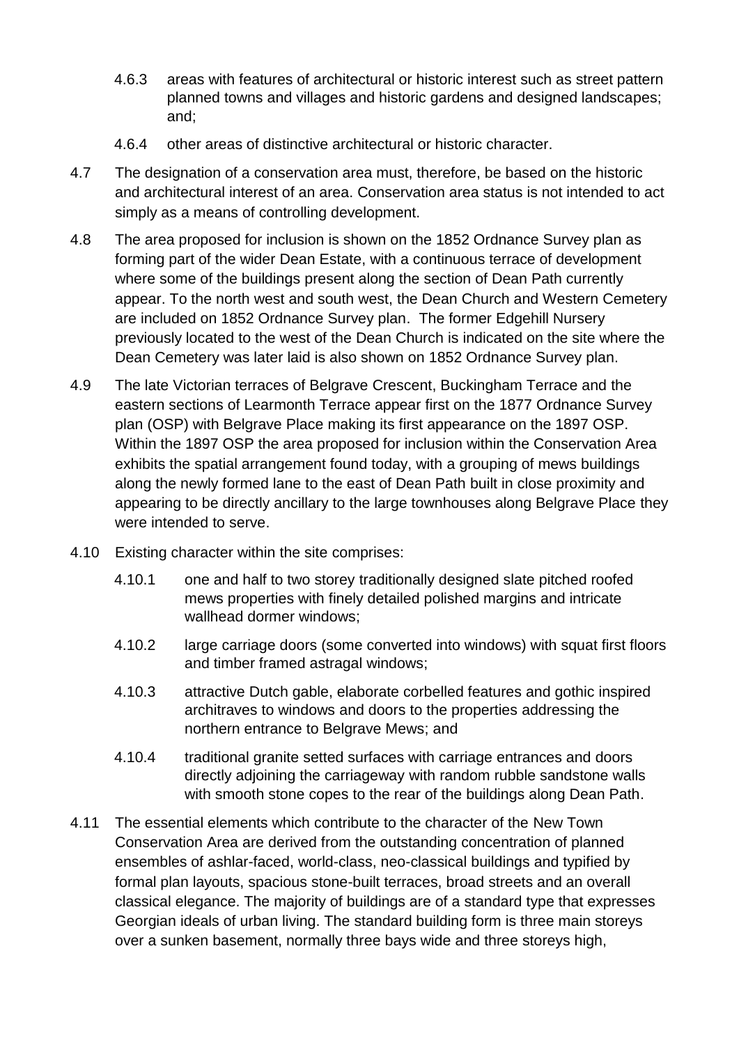4.6.3 areas with features of architectural or historic interest such as street pattern planned towns and villages and historic gardens and designed landscapes; and;

4.6.4 other areas of distinctive architectural or historic character.

4.7 The designation of a conservation area must, therefore, be based on the historic and architectural interest of an area. Conservation area status is not intended to act simply as a means of controlling development.

4.8 The area proposed for inclusion is shown on the 1852 Ordnance Survey plan as forming part of the wider Dean Estate, with a continuous terrace of development where some of the buildings present along the section of Dean Path currently appear. To the north west and south west, the Dean Church and Western Cemetery are included on 1852 Ordnance Survey plan. The former Edgehill Nursery previously located to the west of the Dean Church is indicated on the site where the Dean Cemetery was later laid is also shown on 1852 Ordnance Survey plan.

4.9 The late Victorian terraces of Belgrave Crescent, Buckingham Terrace and the eastern sections of Learmonth Terrace appear first on the 1877 Ordnance Survey plan (OSP) with Belgrave Place making its first appearance on the 1897 OSP. Within the 1897 OSP the area proposed for inclusion within the Conservation Area exhibits the spatial arrangement found today, with a grouping of mews buildings along the newly formed lane to the east of Dean Path built in close proximity and appearing to be directly ancillary to the large townhouses along Belgrave Place they were intended to serve.

4.10 Existing character within the site comprises:

4.10.1 one and half to two storey traditionally designed slate pitched roofed mews properties with finely detailed polished margins and intricate wallhead dormer windows;

4.10.2 large carriage doors (some converted into windows) with squat first floors and timber framed astragal windows;

4.10.3 attractive Dutch gable, elaborate corbelled features and gothic inspired architraves to windows and doors to the properties addressing the northern entrance to Belgrave Mews; and

4.10.4 traditional granite setted surfaces with carriage entrances and doors directly adjoining the carriageway with random rubble sandstone walls with smooth stone copes to the rear of the buildings along Dean Path.

4.11 The essential elements which contribute to the character of the New Town Conservation Area are derived from the outstanding concentration of planned ensembles of ashlar-faced, world-class, neo-classical buildings and typified by formal plan layouts, spacious stone-built terraces, broad streets and an overall classical elegance. The majority of buildings are of a standard type that expresses Georgian ideals of urban living. The standard building form is three main storeys over a sunken basement, normally three bays wide and three storeys high,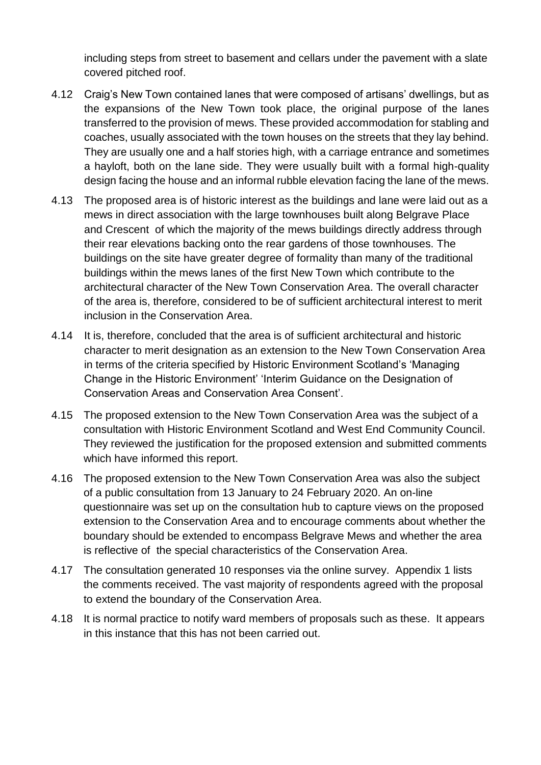including steps from street to basement and cellars under the pavement with a slate covered pitched roof.

4.12 Craig's New Town contained lanes that were composed of artisans' dwellings, but as the expansions of the New Town took place, the original purpose of the lanes transferred to the provision of mews. These provided accommodation for stabling and coaches, usually associated with the town houses on the streets that they lay behind. They are usually one and a half stories high, with a carriage entrance and sometimes a hayloft, both on the lane side. They were usually built with a formal high-quality design facing the house and an informal rubble elevation facing the lane of the mews.

4.13 The proposed area is of historic interest as the buildings and lane were laid out as a mews in direct association with the large townhouses built along Belgrave Place and Crescent of which the majority of the mews buildings directly address through their rear elevations backing onto the rear gardens of those townhouses. The buildings on the site have greater degree of formality than many of the traditional buildings within the mews lanes of the first New Town which contribute to the architectural character of the New Town Conservation Area. The overall character of the area is, therefore, considered to be of sufficient architectural interest to merit inclusion in the Conservation Area.

4.14 It is, therefore, concluded that the area is of sufficient architectural and historic character to merit designation as an extension to the New Town Conservation Area in terms of the criteria specified by Historic Environment Scotland's 'Managing Change in the Historic Environment' 'Interim Guidance on the Designation of Conservation Areas and Conservation Area Consent'.

4.15 The proposed extension to the New Town Conservation Area was the subject of a consultation with Historic Environment Scotland and West End Community Council. They reviewed the justification for the proposed extension and submitted comments which have informed this report.

4.16 The proposed extension to the New Town Conservation Area was also the subject of a public consultation from 13 January to 24 February 2020. An on-line questionnaire was set up on the consultation hub to capture views on the proposed extension to the Conservation Area and to encourage comments about whether the boundary should be extended to encompass Belgrave Mews and whether the area is reflective of the special characteristics of the Conservation Area.

4.17 The consultation generated 10 responses via the online survey. Appendix 1 lists the comments received. The vast majority of respondents agreed with the proposal to extend the boundary of the Conservation Area.

4.18 It is normal practice to notify ward members of proposals such as these. It appears in this instance that this has not been carried out.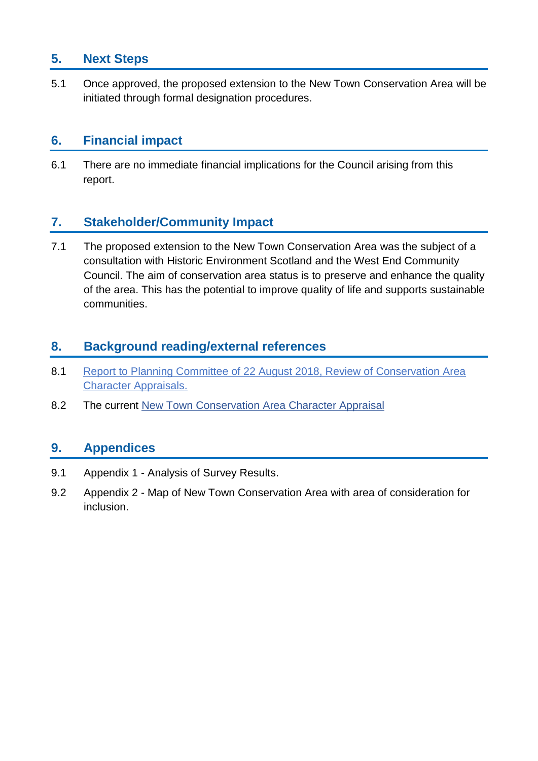## 5. Next Steps

5.1 Once approved, the proposed extension to the New Town Conservation Area will be initiated through formal designation procedures.

## 6. Financial impact

6.1 There are no immediate financial implications for the Council arising from this report.

## 7. Stakeholder/Community Impact

7.1 The proposed extension to the New Town Conservation Area was the subject of a consultation with Historic Environment Scotland and the West End Community Council. The aim of conservation area status is to preserve and enhance the quality of the area. This has the potential to improve quality of life and supports sustainable communities.

## 8. Background reading/external references

8.1 Report to Planning Committee of 22 August 2018, Review of Conservation Area Character Appraisals.

8.2 The current New Town Conservation Area Character Appraisal

## 9. Appendices

9.1 Appendix 1 - Analysis of Survey Results.

9.2 Appendix 2 - Map of New Town Conservation Area with area of consideration for inclusion.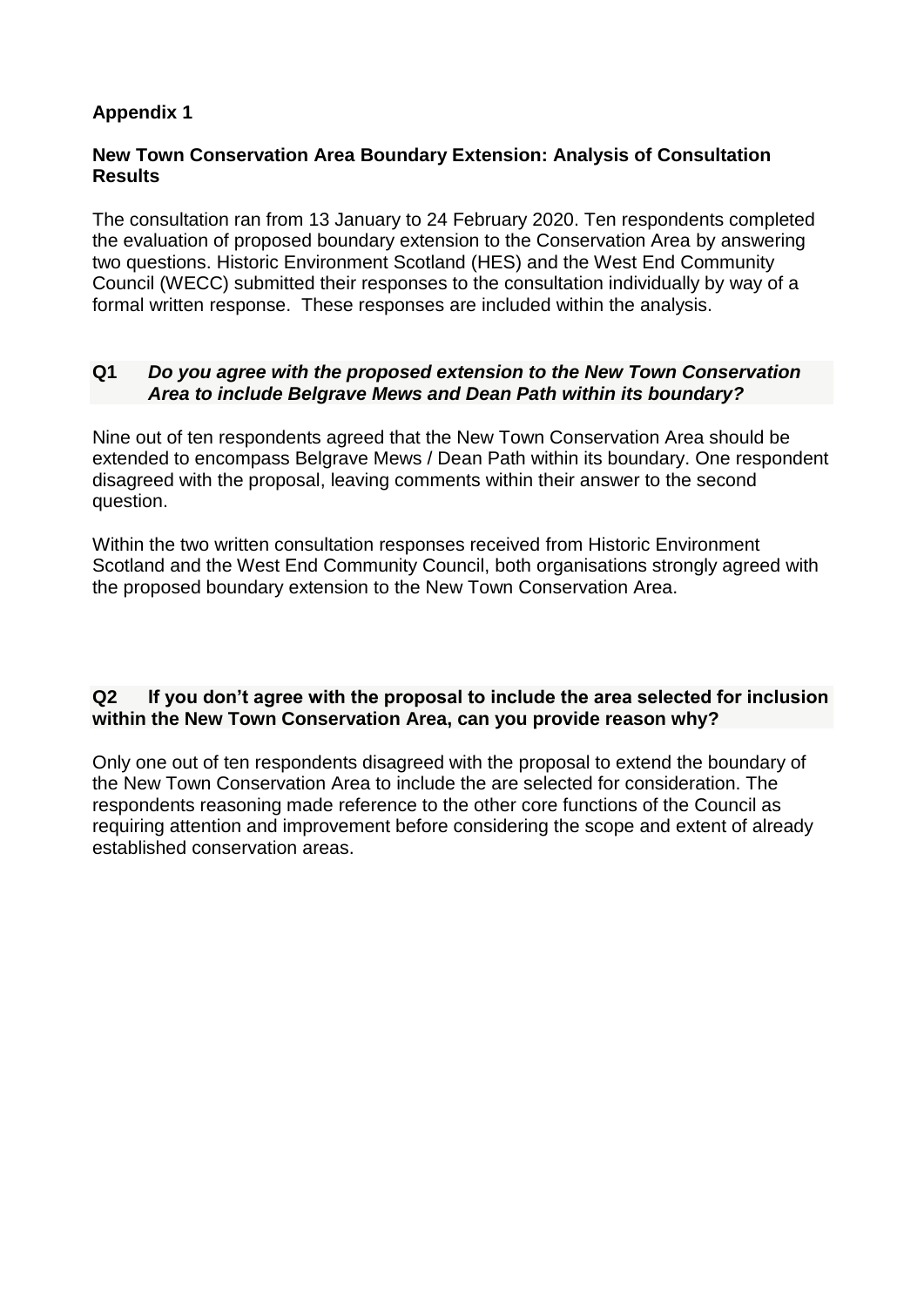**Appendix 1**

**New Town Conservation Area Boundary Extension: Analysis of Consultation Results**

The consultation ran from 13 January to 24 February 2020. Ten respondents completed the evaluation of proposed boundary extension to the Conservation Area by answering two questions. Historic Environment Scotland (HES) and the West End Community Council (WECC) submitted their responses to the consultation individually by way of a formal written response. These responses are included within the analysis.

**Q1** ***Do you agree with the proposed extension to the New Town Conservation Area to include Belgrave Mews and Dean Path within its boundary?***

Nine out of ten respondents agreed that the New Town Conservation Area should be extended to encompass Belgrave Mews / Dean Path within its boundary. One respondent disagreed with the proposal, leaving comments within their answer to the second question.

Within the two written consultation responses received from Historic Environment Scotland and the West End Community Council, both organisations strongly agreed with the proposed boundary extension to the New Town Conservation Area.

**Q2 If you don't agree with the proposal to include the area selected for inclusion within the New Town Conservation Area, can you provide reason why?**

Only one out of ten respondents disagreed with the proposal to extend the boundary of the New Town Conservation Area to include the are selected for consideration. The respondents reasoning made reference to the other core functions of the Council as requiring attention and improvement before considering the scope and extent of already established conservation areas.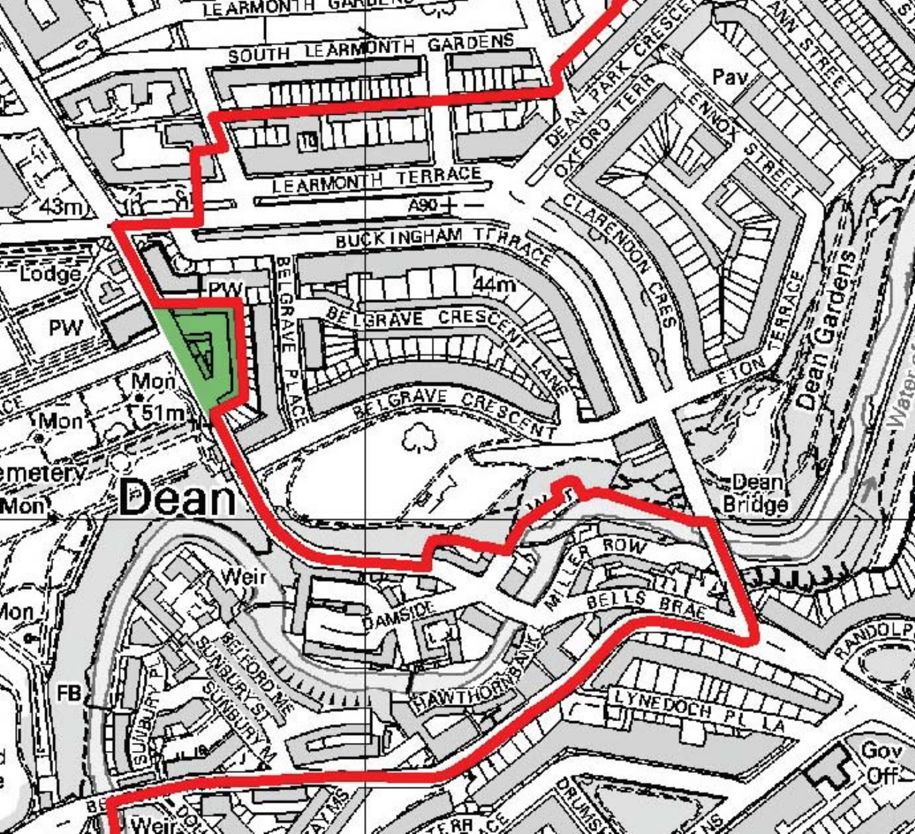LEARMONTH GARDENS

SOUTH LEARMONTH GARDENS

LEARMONTH TERRACE

A90

BUCKINGHAM TERRACE

BELGRAVE PLACE

BELGRAVE CRESCENT LANE

BELGRAVE CRESCENT

44m

43m

51m

PW

Lodge

Mon

Cemetery

Dean

DEAN PARK CRESCENT

ANN STREET

Pav

OXFORD TERR

LENNOX STREET

CLARENDON CRES

ETON TERRACE

Dean Gardens

Water of

Dean Bridge

MILLER ROW

BELLS BRAE

DAMSIDE

Weir

BELFORD MS

SUNBURY ST

SUNBURY M

SUNBURY PL

FB

HAWTHORNBANK

LYNEDOCH PL LA

RANDOLPH

Gov Off

DRUMS

TERRACE